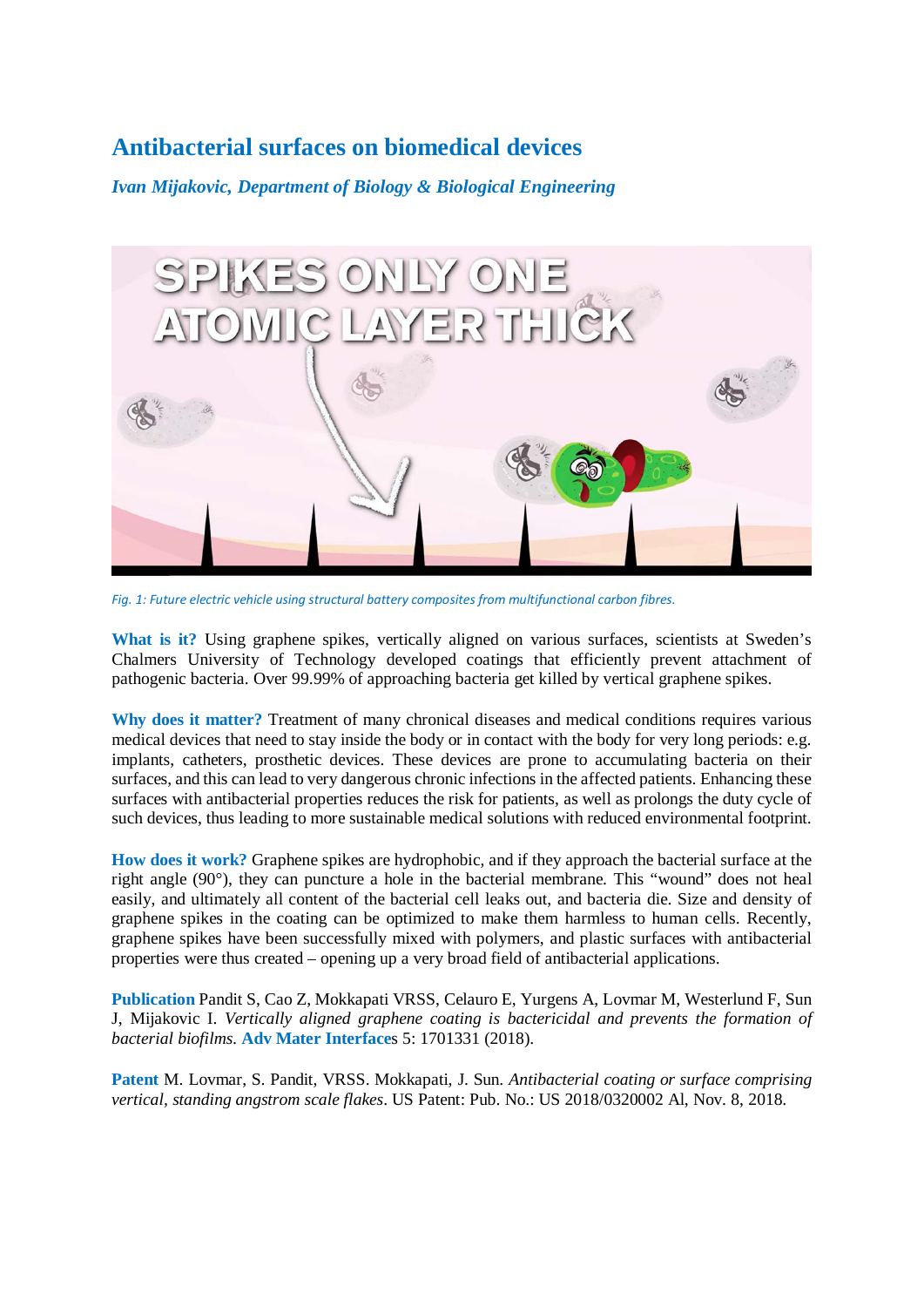# Antibacterial surfaces on biomedical devices

*Ivan Mijakovic, Department of Biology & Biological Engineering*

*Fig. 1: Future electric vehicle using structural battery composites from multifunctional carbon fibres.*

**What is it?** Using graphene spikes, vertically aligned on various surfaces, scientists at Sweden's Chalmers University of Technology developed coatings that efficiently prevent attachment of pathogenic bacteria. Over 99.99% of approaching bacteria get killed by vertical graphene spikes.

**Why does it matter?** Treatment of many chronical diseases and medical conditions requires various medical devices that need to stay inside the body or in contact with the body for very long periods: e.g. implants, catheters, prosthetic devices. These devices are prone to accumulating bacteria on their surfaces, and this can lead to very dangerous chronic infections in the affected patients. Enhancing these surfaces with antibacterial properties reduces the risk for patients, as well as prolongs the duty cycle of such devices, thus leading to more sustainable medical solutions with reduced environmental footprint.

**How does it work?** Graphene spikes are hydrophobic, and if they approach the bacterial surface at the right angle (90°), they can puncture a hole in the bacterial membrane. This "wound" does not heal easily, and ultimately all content of the bacterial cell leaks out, and bacteria die. Size and density of graphene spikes in the coating can be optimized to make them harmless to human cells. Recently, graphene spikes have been successfully mixed with polymers, and plastic surfaces with antibacterial properties were thus created – opening up a very broad field of antibacterial applications.

**Publication** Pandit S, Cao Z, Mokkapati VRSS, Celauro E, Yurgens A, Lovmar M, Westerlund F, Sun J, Mijakovic I. *Vertically aligned graphene coating is bactericidal and prevents the formation of bacterial biofilms.* **Adv Mater Interfaces** 5: 1701331 (2018).

**Patent** M. Lovmar, S. Pandit, VRSS. Mokkapati, J. Sun. *Antibacterial coating or surface comprising vertical, standing angstrom scale flakes*. US Patent: Pub. No.: US 2018/0320002 Al, Nov. 8, 2018.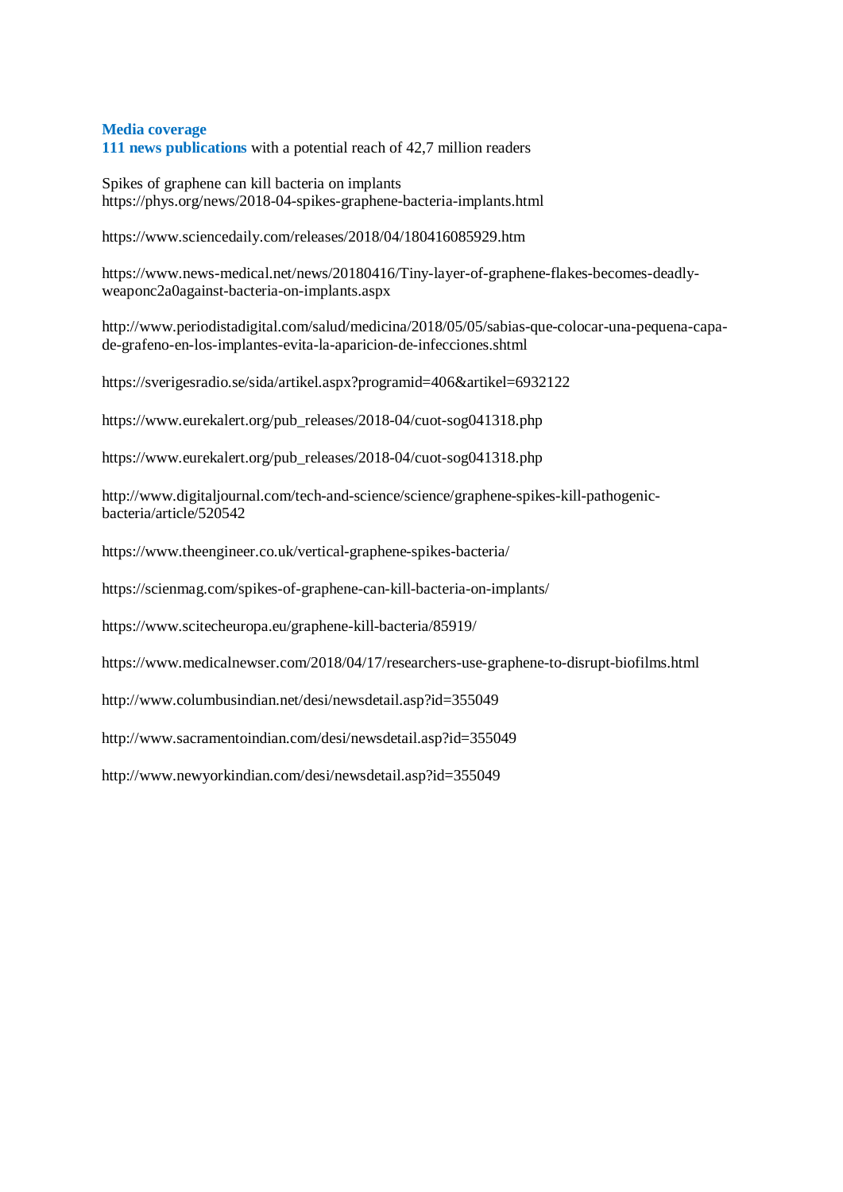**Media coverage**
**111 news publications** with a potential reach of 42,7 million readers

Spikes of graphene can kill bacteria on implants
https://phys.org/news/2018-04-spikes-graphene-bacteria-implants.html

https://www.sciencedaily.com/releases/2018/04/180416085929.htm

https://www.news-medical.net/news/20180416/Tiny-layer-of-graphene-flakes-becomes-deadly-weaponc2a0against-bacteria-on-implants.aspx

http://www.periodistadigital.com/salud/medicina/2018/05/05/sabias-que-colocar-una-pequena-capa-de-grafeno-en-los-implantes-evita-la-aparicion-de-infecciones.shtml

https://sverigesradio.se/sida/artikel.aspx?programid=406&artikel=6932122

https://www.eurekalert.org/pub_releases/2018-04/cuot-sog041318.php

https://www.eurekalert.org/pub_releases/2018-04/cuot-sog041318.php

http://www.digitaljournal.com/tech-and-science/science/graphene-spikes-kill-pathogenic-bacteria/article/520542

https://www.theengineer.co.uk/vertical-graphene-spikes-bacteria/

https://scienmag.com/spikes-of-graphene-can-kill-bacteria-on-implants/

https://www.scitecheuropa.eu/graphene-kill-bacteria/85919/

https://www.medicalnewser.com/2018/04/17/researchers-use-graphene-to-disrupt-biofilms.html

http://www.columbusindian.net/desi/newsdetail.asp?id=355049

http://www.sacramentoindian.com/desi/newsdetail.asp?id=355049

http://www.newyorkindian.com/desi/newsdetail.asp?id=355049